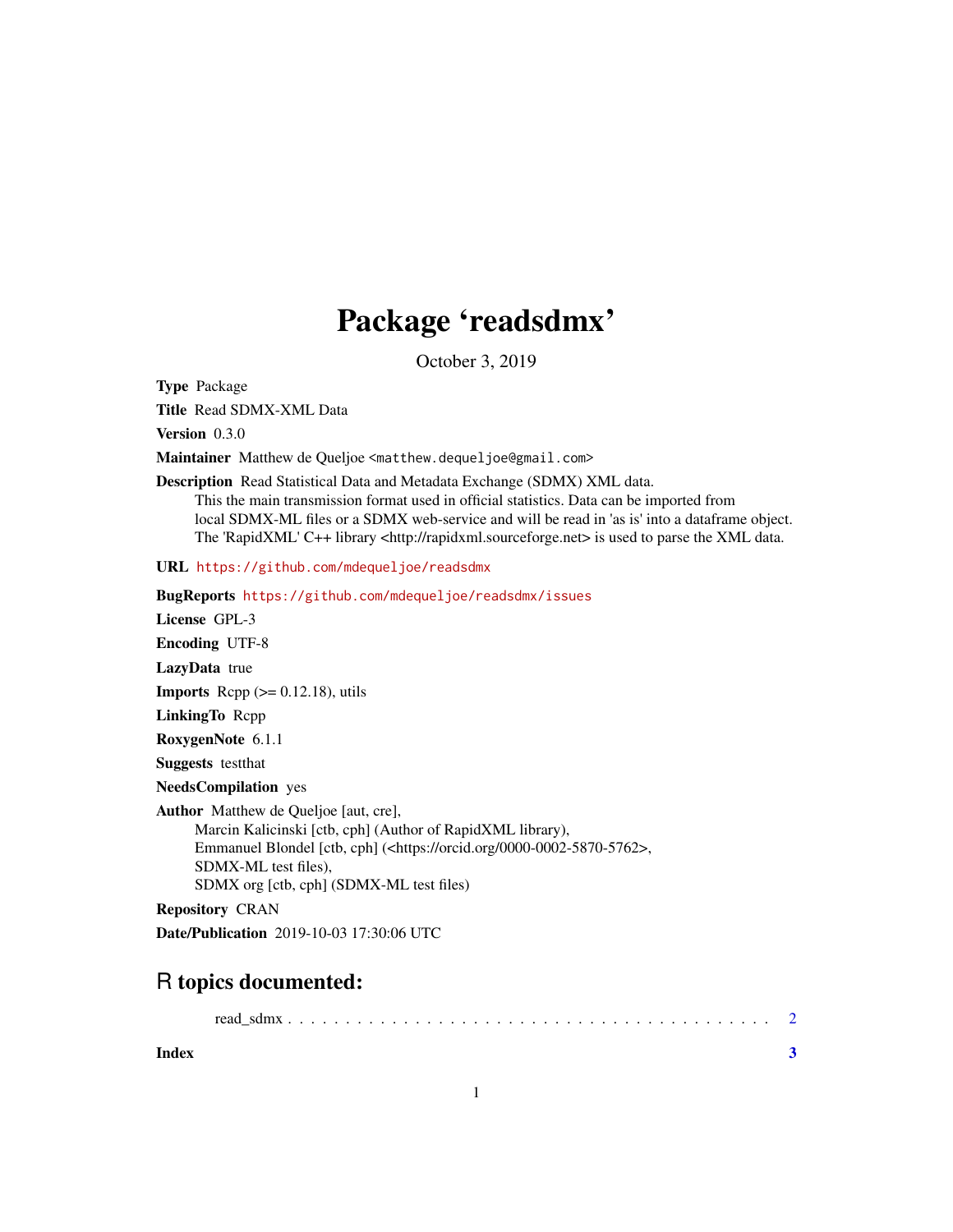# Package 'readsdmx'

October 3, 2019

**Type** Package

**Title** Read SDMX-XML Data

**Version** 0.3.0

**Maintainer** Matthew de Queljoe <matthew.dequeljoe@gmail.com>

**Description** Read Statistical Data and Metadata Exchange (SDMX) XML data.
This the main transmission format used in official statistics. Data can be imported from local SDMX-ML files or a SDMX web-service and will be read in 'as is' into a dataframe object.
The 'RapidXML' C++ library <http://rapidxml.sourceforge.net> is used to parse the XML data.

**URL** https://github.com/mdequeljoe/readsdmx

**BugReports** https://github.com/mdequeljoe/readsdmx/issues

**License** GPL-3

**Encoding** UTF-8

**LazyData** true

**Imports** Rcpp (>= 0.12.18), utils

**LinkingTo** Rcpp

**RoxygenNote** 6.1.1

**Suggests** testthat

**NeedsCompilation** yes

**Author** Matthew de Queljoe [aut, cre],
Marcin Kalicinski [ctb, cph] (Author of RapidXML library),
Emmanuel Blondel [ctb, cph] (<https://orcid.org/0000-0002-5870-5762>,
SDMX-ML test files),
SDMX org [ctb, cph] (SDMX-ML test files)

**Repository** CRAN

**Date/Publication** 2019-10-03 17:30:06 UTC

## R topics documented:

read_sdmx . . . . . . . . . . . . . . . . . . . . . . . . . . . . . . . . . . . . . . . . . . 2

**Index** **3**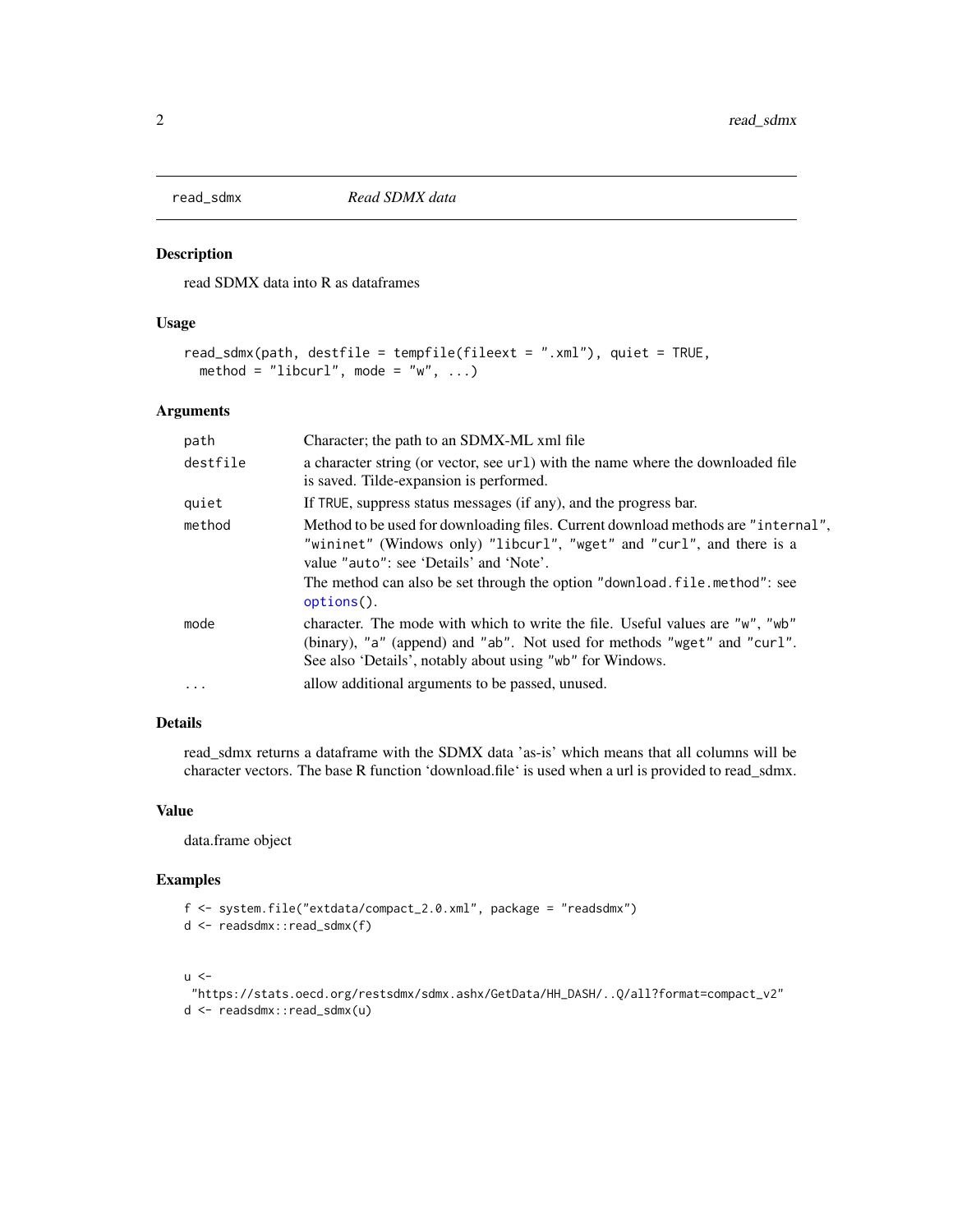## read_sdmx *Read SDMX data*

### Description

read SDMX data into R as dataframes

### Usage

```
read_sdmx(path, destfile = tempfile(fileext = ".xml"), quiet = TRUE,
  method = "libcurl", mode = "w", ...)
```

### Arguments

| | |
|---|---|
| path | Character; the path to an SDMX-ML xml file |
| destfile | a character string (or vector, see `url`) with the name where the downloaded file is saved. Tilde-expansion is performed. |
| quiet | If `TRUE`, suppress status messages (if any), and the progress bar. |
| method | Method to be used for downloading files. Current download methods are `"internal"`, `"wininet"` (Windows only) `"libcurl"`, `"wget"` and `"curl"`, and there is a value `"auto"`: see 'Details' and 'Note'. <br> The method can also be set through the option `"download.file.method"`: see `options()`. |
| mode | character. The mode with which to write the file. Useful values are `"w"`, `"wb"` (binary), `"a"` (append) and `"ab"`. Not used for methods `"wget"` and `"curl"`. See also 'Details', notably about using `"wb"` for Windows. |
| ... | allow additional arguments to be passed, unused. |

### Details

read_sdmx returns a dataframe with the SDMX data 'as-is' which means that all columns will be character vectors. The base R function 'download.file' is used when a url is provided to read_sdmx.

### Value

data.frame object

### Examples

```
f <- system.file("extdata/compact_2.0.xml", package = "readsdmx")
d <- readsdmx::read_sdmx(f)


u <-
 "https://stats.oecd.org/restsdmx/sdmx.ashx/GetData/HH_DASH/..Q/all?format=compact_v2"
d <- readsdmx::read_sdmx(u)
```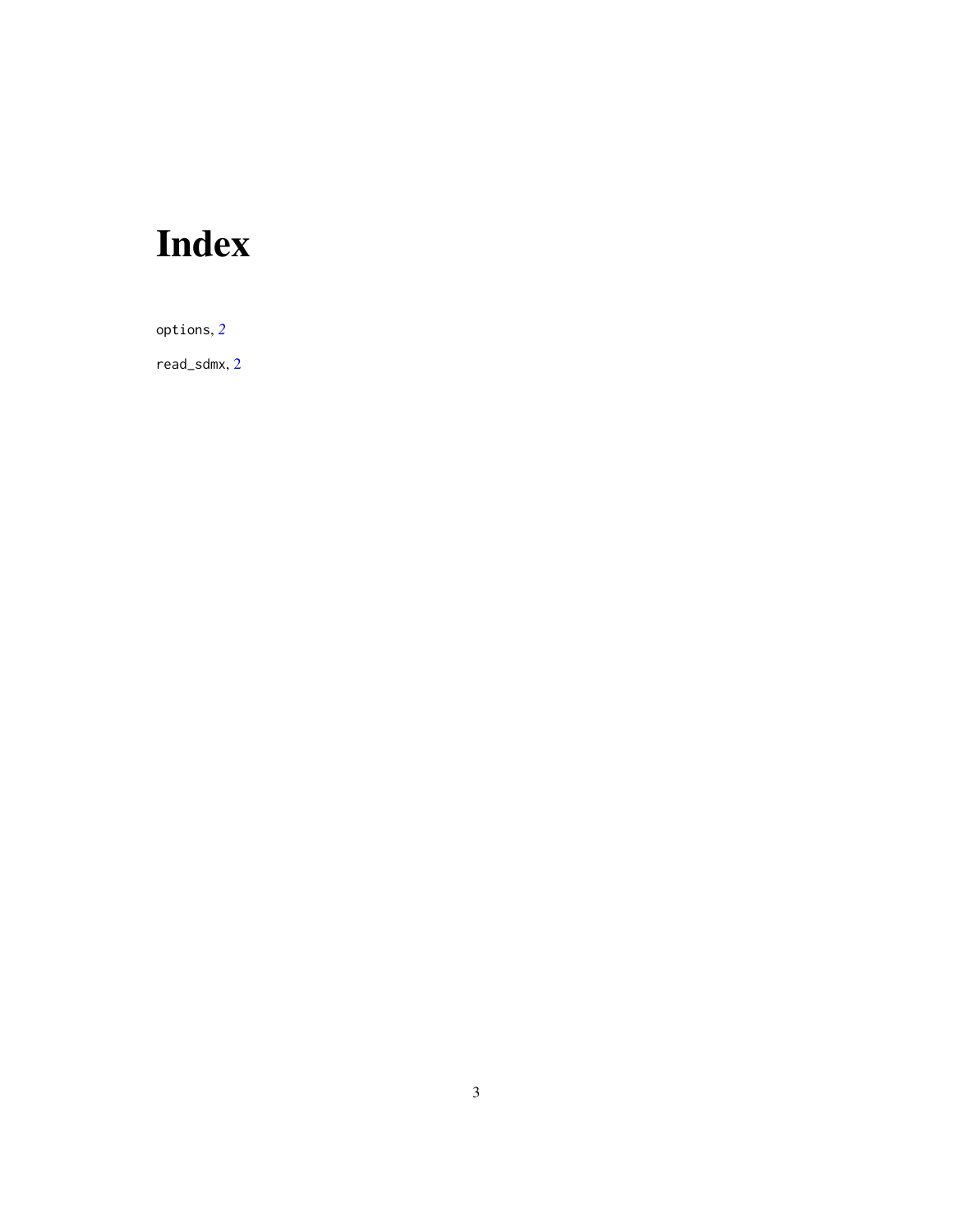# Index

options, *2*

read_sdmx, 2